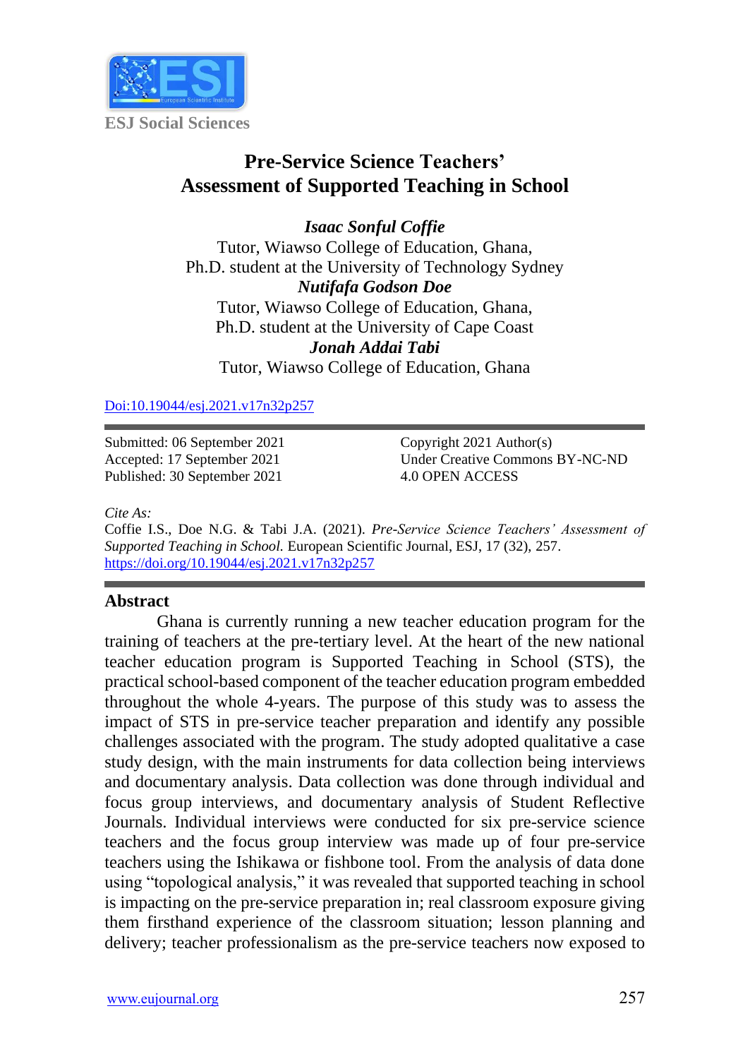ESJ Social Sciences

# Pre-Service Science Teachers' Assessment of Supported Teaching in School

***Isaac Sonful Coffie***
Tutor, Wiawso College of Education, Ghana,
Ph.D. student at the University of Technology Sydney
***Nutifafa Godson Doe***
Tutor, Wiawso College of Education, Ghana,
Ph.D. student at the University of Cape Coast
***Jonah Addai Tabi***
Tutor, Wiawso College of Education, Ghana

Doi:10.19044/esj.2021.v17n32p257

Submitted: 06 September 2021
Accepted: 17 September 2021
Published: 30 September 2021

Copyright 2021 Author(s)
Under Creative Commons BY-NC-ND
4.0 OPEN ACCESS

*Cite As:*
Coffie I.S., Doe N.G. & Tabi J.A. (2021). *Pre-Service Science Teachers' Assessment of Supported Teaching in School.* European Scientific Journal, ESJ, 17 (32), 257. https://doi.org/10.19044/esj.2021.v17n32p257

## Abstract

Ghana is currently running a new teacher education program for the training of teachers at the pre-tertiary level. At the heart of the new national teacher education program is Supported Teaching in School (STS), the practical school-based component of the teacher education program embedded throughout the whole 4-years. The purpose of this study was to assess the impact of STS in pre-service teacher preparation and identify any possible challenges associated with the program. The study adopted qualitative a case study design, with the main instruments for data collection being interviews and documentary analysis. Data collection was done through individual and focus group interviews, and documentary analysis of Student Reflective Journals. Individual interviews were conducted for six pre-service science teachers and the focus group interview was made up of four pre-service teachers using the Ishikawa or fishbone tool. From the analysis of data done using "topological analysis," it was revealed that supported teaching in school is impacting on the pre-service preparation in; real classroom exposure giving them firsthand experience of the classroom situation; lesson planning and delivery; teacher professionalism as the pre-service teachers now exposed to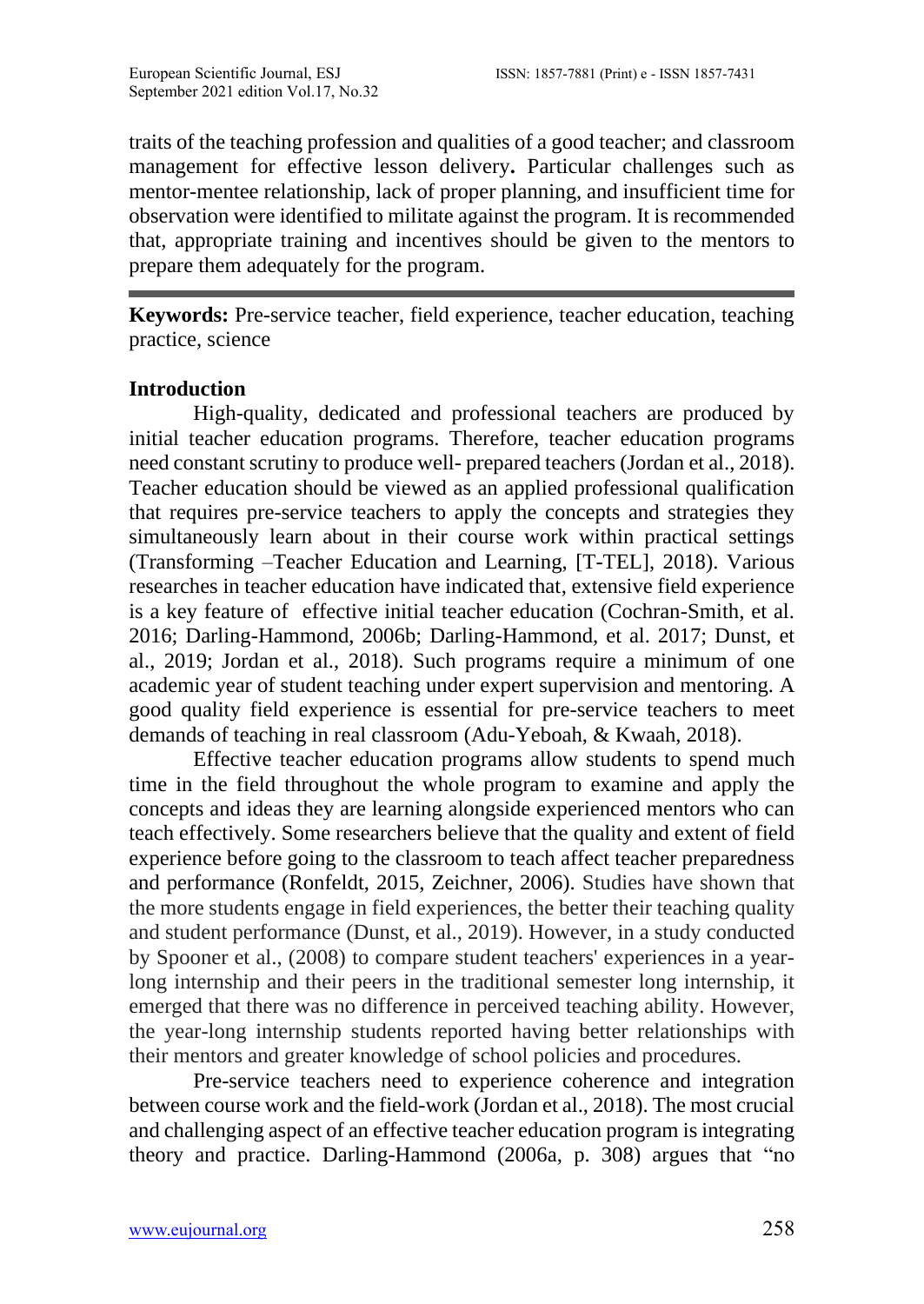traits of the teaching profession and qualities of a good teacher; and classroom management for effective lesson delivery**.** Particular challenges such as mentor-mentee relationship, lack of proper planning, and insufficient time for observation were identified to militate against the program. It is recommended that, appropriate training and incentives should be given to the mentors to prepare them adequately for the program.

---

**Keywords:** Pre-service teacher, field experience, teacher education, teaching practice, science

## Introduction

High-quality, dedicated and professional teachers are produced by initial teacher education programs. Therefore, teacher education programs need constant scrutiny to produce well- prepared teachers (Jordan et al., 2018). Teacher education should be viewed as an applied professional qualification that requires pre-service teachers to apply the concepts and strategies they simultaneously learn about in their course work within practical settings (Transforming –Teacher Education and Learning, [T-TEL], 2018). Various researches in teacher education have indicated that, extensive field experience is a key feature of effective initial teacher education (Cochran-Smith, et al. 2016; Darling-Hammond, 2006b; Darling-Hammond, et al. 2017; Dunst, et al., 2019; Jordan et al., 2018). Such programs require a minimum of one academic year of student teaching under expert supervision and mentoring. A good quality field experience is essential for pre-service teachers to meet demands of teaching in real classroom (Adu-Yeboah, & Kwaah, 2018).

Effective teacher education programs allow students to spend much time in the field throughout the whole program to examine and apply the concepts and ideas they are learning alongside experienced mentors who can teach effectively. Some researchers believe that the quality and extent of field experience before going to the classroom to teach affect teacher preparedness and performance (Ronfeldt, 2015, Zeichner, 2006). Studies have shown that the more students engage in field experiences, the better their teaching quality and student performance (Dunst, et al., 2019). However, in a study conducted by Spooner et al., (2008) to compare student teachers' experiences in a year-long internship and their peers in the traditional semester long internship, it emerged that there was no difference in perceived teaching ability. However, the year-long internship students reported having better relationships with their mentors and greater knowledge of school policies and procedures.

Pre-service teachers need to experience coherence and integration between course work and the field-work (Jordan et al., 2018). The most crucial and challenging aspect of an effective teacher education program is integrating theory and practice. Darling-Hammond (2006a, p. 308) argues that "no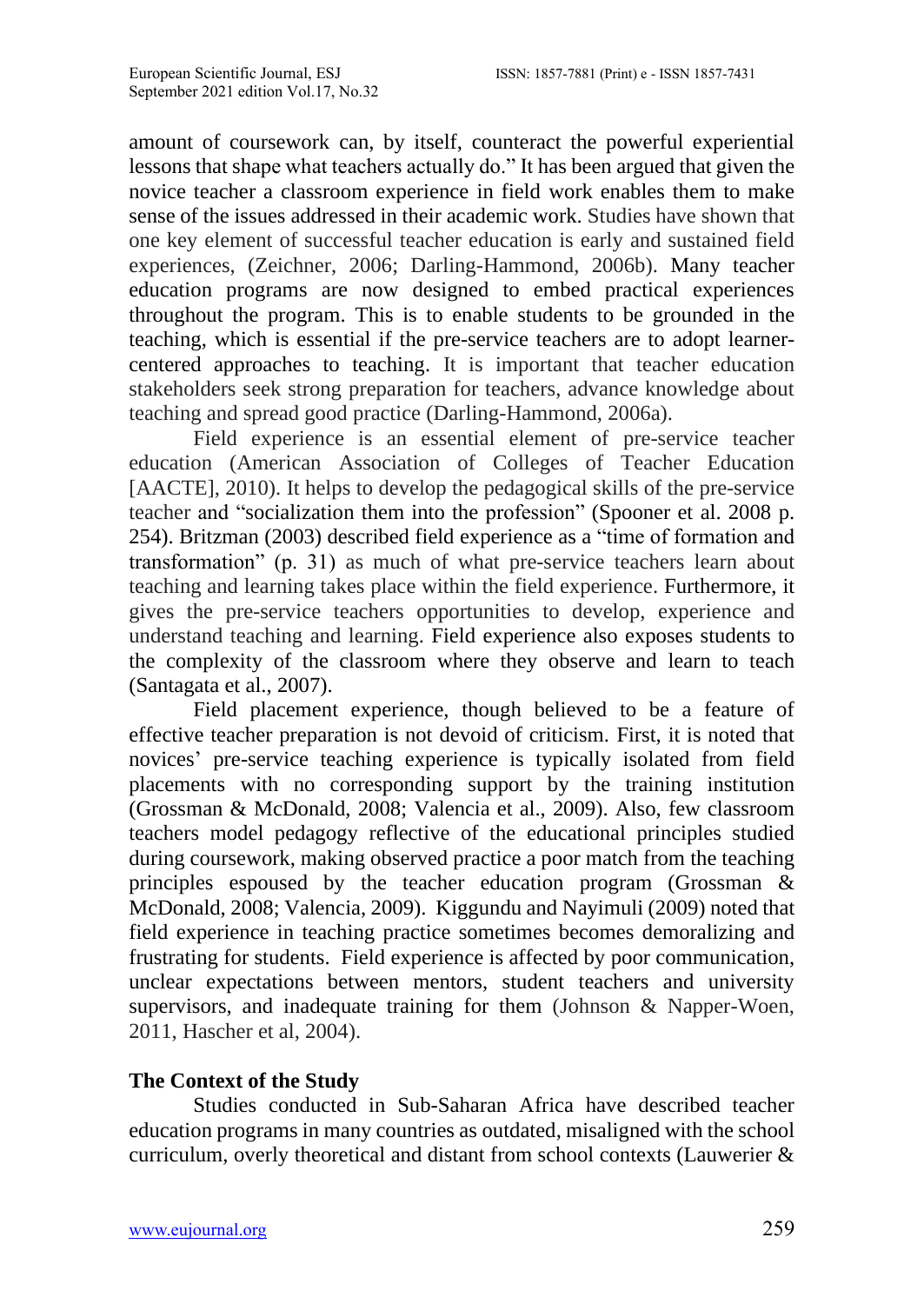amount of coursework can, by itself, counteract the powerful experiential lessons that shape what teachers actually do." It has been argued that given the novice teacher a classroom experience in field work enables them to make sense of the issues addressed in their academic work. Studies have shown that one key element of successful teacher education is early and sustained field experiences, (Zeichner, 2006; Darling-Hammond, 2006b). Many teacher education programs are now designed to embed practical experiences throughout the program. This is to enable students to be grounded in the teaching, which is essential if the pre-service teachers are to adopt learner-centered approaches to teaching. It is important that teacher education stakeholders seek strong preparation for teachers, advance knowledge about teaching and spread good practice (Darling-Hammond, 2006a).

Field experience is an essential element of pre-service teacher education (American Association of Colleges of Teacher Education [AACTE], 2010). It helps to develop the pedagogical skills of the pre-service teacher and "socialization them into the profession" (Spooner et al. 2008 p. 254). Britzman (2003) described field experience as a "time of formation and transformation" (p. 31) as much of what pre-service teachers learn about teaching and learning takes place within the field experience. Furthermore, it gives the pre-service teachers opportunities to develop, experience and understand teaching and learning. Field experience also exposes students to the complexity of the classroom where they observe and learn to teach (Santagata et al., 2007).

Field placement experience, though believed to be a feature of effective teacher preparation is not devoid of criticism. First, it is noted that novices' pre-service teaching experience is typically isolated from field placements with no corresponding support by the training institution (Grossman & McDonald, 2008; Valencia et al., 2009). Also, few classroom teachers model pedagogy reflective of the educational principles studied during coursework, making observed practice a poor match from the teaching principles espoused by the teacher education program (Grossman & McDonald, 2008; Valencia, 2009). Kiggundu and Nayimuli (2009) noted that field experience in teaching practice sometimes becomes demoralizing and frustrating for students. Field experience is affected by poor communication, unclear expectations between mentors, student teachers and university supervisors, and inadequate training for them (Johnson & Napper-Woen, 2011, Hascher et al, 2004).

## The Context of the Study

Studies conducted in Sub-Saharan Africa have described teacher education programs in many countries as outdated, misaligned with the school curriculum, overly theoretical and distant from school contexts (Lauwerier &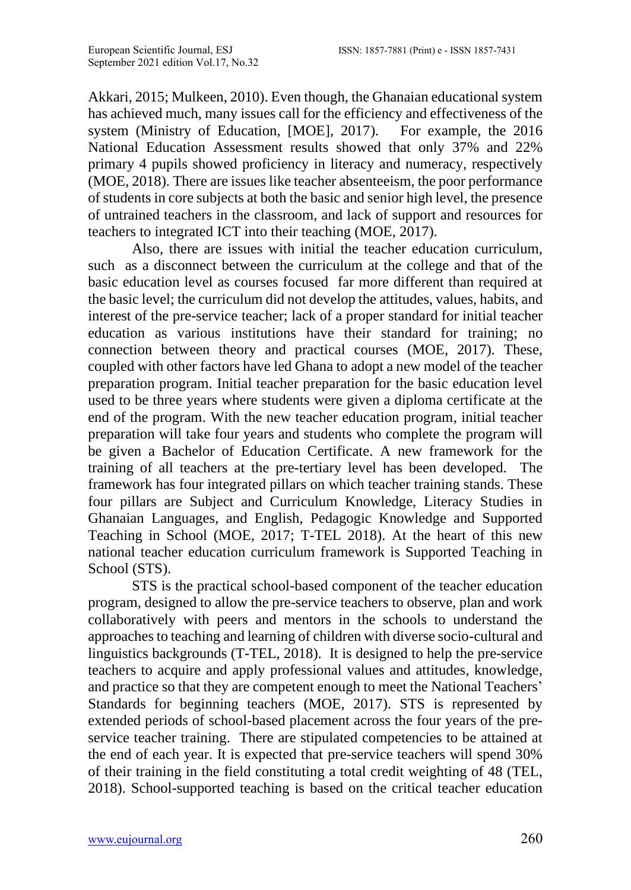Akkari, 2015; Mulkeen, 2010). Even though, the Ghanaian educational system has achieved much, many issues call for the efficiency and effectiveness of the system (Ministry of Education, [MOE], 2017). For example, the 2016 National Education Assessment results showed that only 37% and 22% primary 4 pupils showed proficiency in literacy and numeracy, respectively (MOE, 2018). There are issues like teacher absenteeism, the poor performance of students in core subjects at both the basic and senior high level, the presence of untrained teachers in the classroom, and lack of support and resources for teachers to integrated ICT into their teaching (MOE, 2017).

Also, there are issues with initial the teacher education curriculum, such as a disconnect between the curriculum at the college and that of the basic education level as courses focused far more different than required at the basic level; the curriculum did not develop the attitudes, values, habits, and interest of the pre-service teacher; lack of a proper standard for initial teacher education as various institutions have their standard for training; no connection between theory and practical courses (MOE, 2017). These, coupled with other factors have led Ghana to adopt a new model of the teacher preparation program. Initial teacher preparation for the basic education level used to be three years where students were given a diploma certificate at the end of the program. With the new teacher education program, initial teacher preparation will take four years and students who complete the program will be given a Bachelor of Education Certificate. A new framework for the training of all teachers at the pre-tertiary level has been developed. The framework has four integrated pillars on which teacher training stands. These four pillars are Subject and Curriculum Knowledge, Literacy Studies in Ghanaian Languages, and English, Pedagogic Knowledge and Supported Teaching in School (MOE, 2017; T-TEL 2018). At the heart of this new national teacher education curriculum framework is Supported Teaching in School (STS).

STS is the practical school-based component of the teacher education program, designed to allow the pre-service teachers to observe, plan and work collaboratively with peers and mentors in the schools to understand the approaches to teaching and learning of children with diverse socio-cultural and linguistics backgrounds (T-TEL, 2018). It is designed to help the pre-service teachers to acquire and apply professional values and attitudes, knowledge, and practice so that they are competent enough to meet the National Teachers' Standards for beginning teachers (MOE, 2017). STS is represented by extended periods of school-based placement across the four years of the pre-service teacher training. There are stipulated competencies to be attained at the end of each year. It is expected that pre-service teachers will spend 30% of their training in the field constituting a total credit weighting of 48 (TEL, 2018). School-supported teaching is based on the critical teacher education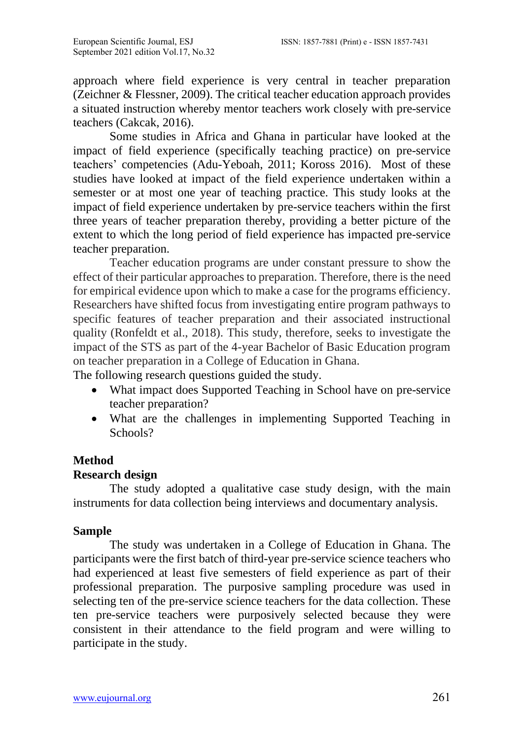approach where field experience is very central in teacher preparation (Zeichner & Flessner, 2009). The critical teacher education approach provides a situated instruction whereby mentor teachers work closely with pre-service teachers (Cakcak, 2016).

Some studies in Africa and Ghana in particular have looked at the impact of field experience (specifically teaching practice) on pre-service teachers' competencies (Adu-Yeboah, 2011; Koross 2016). Most of these studies have looked at impact of the field experience undertaken within a semester or at most one year of teaching practice. This study looks at the impact of field experience undertaken by pre-service teachers within the first three years of teacher preparation thereby, providing a better picture of the extent to which the long period of field experience has impacted pre-service teacher preparation.

Teacher education programs are under constant pressure to show the effect of their particular approaches to preparation. Therefore, there is the need for empirical evidence upon which to make a case for the programs efficiency. Researchers have shifted focus from investigating entire program pathways to specific features of teacher preparation and their associated instructional quality (Ronfeldt et al., 2018). This study, therefore, seeks to investigate the impact of the STS as part of the 4-year Bachelor of Basic Education program on teacher preparation in a College of Education in Ghana.

The following research questions guided the study.

- What impact does Supported Teaching in School have on pre-service teacher preparation?
- What are the challenges in implementing Supported Teaching in Schools?

## Method

### Research design

The study adopted a qualitative case study design, with the main instruments for data collection being interviews and documentary analysis.

### Sample

The study was undertaken in a College of Education in Ghana. The participants were the first batch of third-year pre-service science teachers who had experienced at least five semesters of field experience as part of their professional preparation. The purposive sampling procedure was used in selecting ten of the pre-service science teachers for the data collection. These ten pre-service teachers were purposively selected because they were consistent in their attendance to the field program and were willing to participate in the study.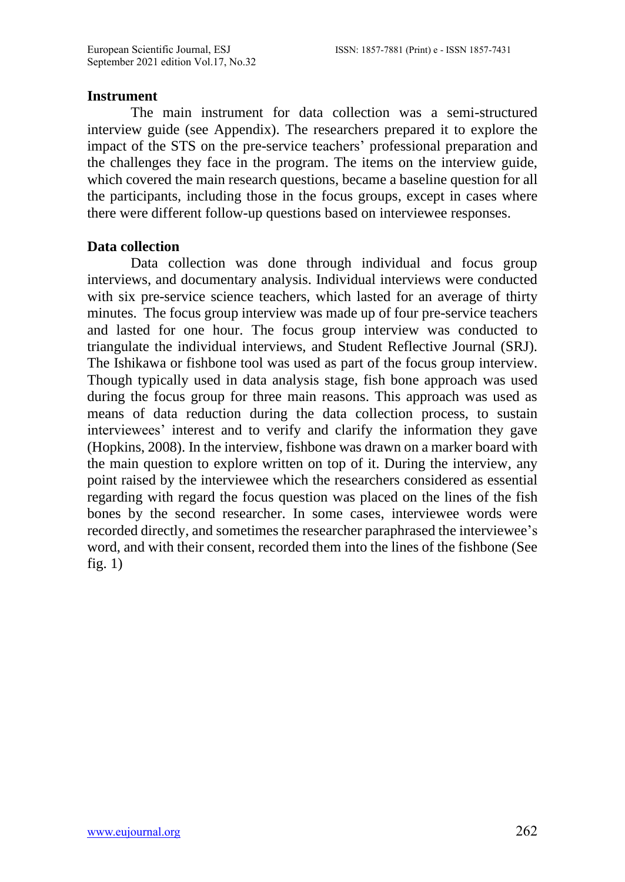### Instrument

The main instrument for data collection was a semi-structured interview guide (see Appendix). The researchers prepared it to explore the impact of the STS on the pre-service teachers' professional preparation and the challenges they face in the program. The items on the interview guide, which covered the main research questions, became a baseline question for all the participants, including those in the focus groups, except in cases where there were different follow-up questions based on interviewee responses.

### Data collection

Data collection was done through individual and focus group interviews, and documentary analysis. Individual interviews were conducted with six pre-service science teachers, which lasted for an average of thirty minutes. The focus group interview was made up of four pre-service teachers and lasted for one hour. The focus group interview was conducted to triangulate the individual interviews, and Student Reflective Journal (SRJ). The Ishikawa or fishbone tool was used as part of the focus group interview. Though typically used in data analysis stage, fish bone approach was used during the focus group for three main reasons. This approach was used as means of data reduction during the data collection process, to sustain interviewees' interest and to verify and clarify the information they gave (Hopkins, 2008). In the interview, fishbone was drawn on a marker board with the main question to explore written on top of it. During the interview, any point raised by the interviewee which the researchers considered as essential regarding with regard the focus question was placed on the lines of the fish bones by the second researcher. In some cases, interviewee words were recorded directly, and sometimes the researcher paraphrased the interviewee's word, and with their consent, recorded them into the lines of the fishbone (See fig. 1)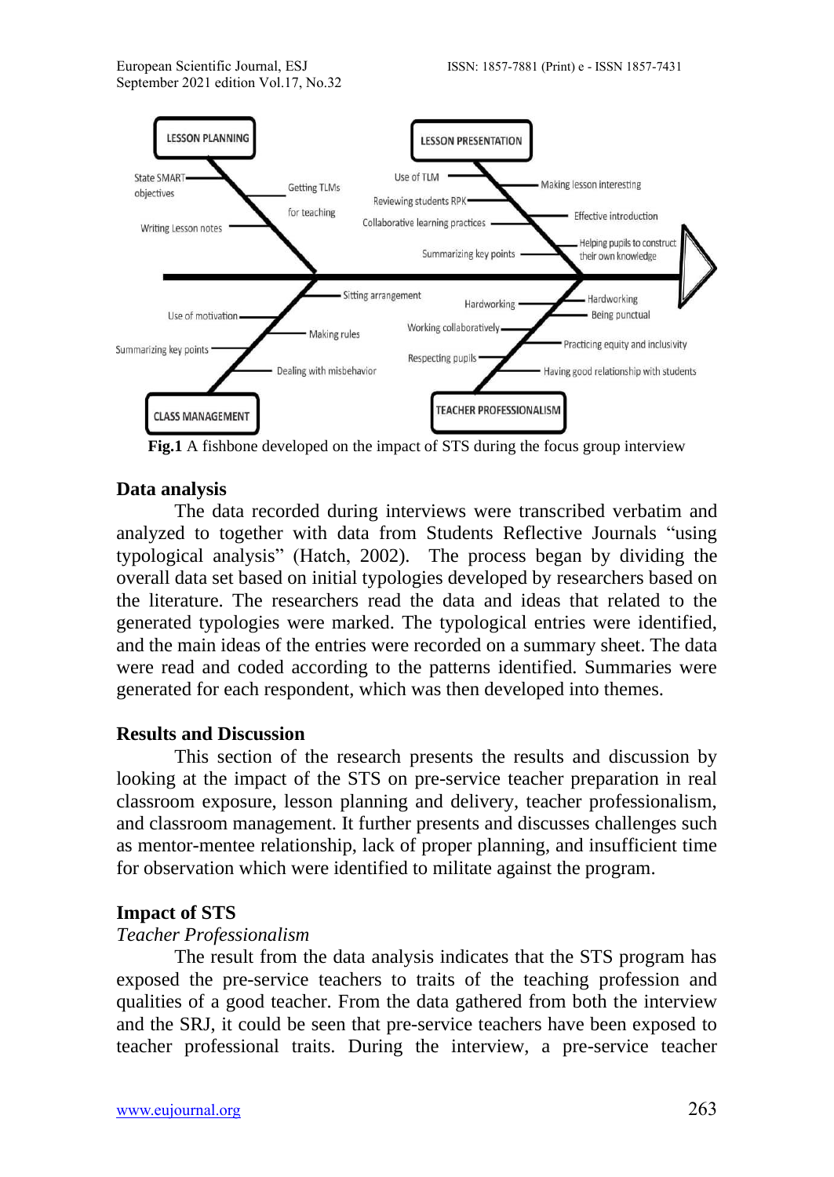**Fig.1** A fishbone developed on the impact of STS during the focus group interview

## Data analysis

The data recorded during interviews were transcribed verbatim and analyzed to together with data from Students Reflective Journals "using typological analysis" (Hatch, 2002). The process began by dividing the overall data set based on initial typologies developed by researchers based on the literature. The researchers read the data and ideas that related to the generated typologies were marked. The typological entries were identified, and the main ideas of the entries were recorded on a summary sheet. The data were read and coded according to the patterns identified. Summaries were generated for each respondent, which was then developed into themes.

## Results and Discussion

This section of the research presents the results and discussion by looking at the impact of the STS on pre-service teacher preparation in real classroom exposure, lesson planning and delivery, teacher professionalism, and classroom management. It further presents and discusses challenges such as mentor-mentee relationship, lack of proper planning, and insufficient time for observation which were identified to militate against the program.

## Impact of STS

### *Teacher Professionalism*

The result from the data analysis indicates that the STS program has exposed the pre-service teachers to traits of the teaching profession and qualities of a good teacher. From the data gathered from both the interview and the SRJ, it could be seen that pre-service teachers have been exposed to teacher professional traits. During the interview, a pre-service teacher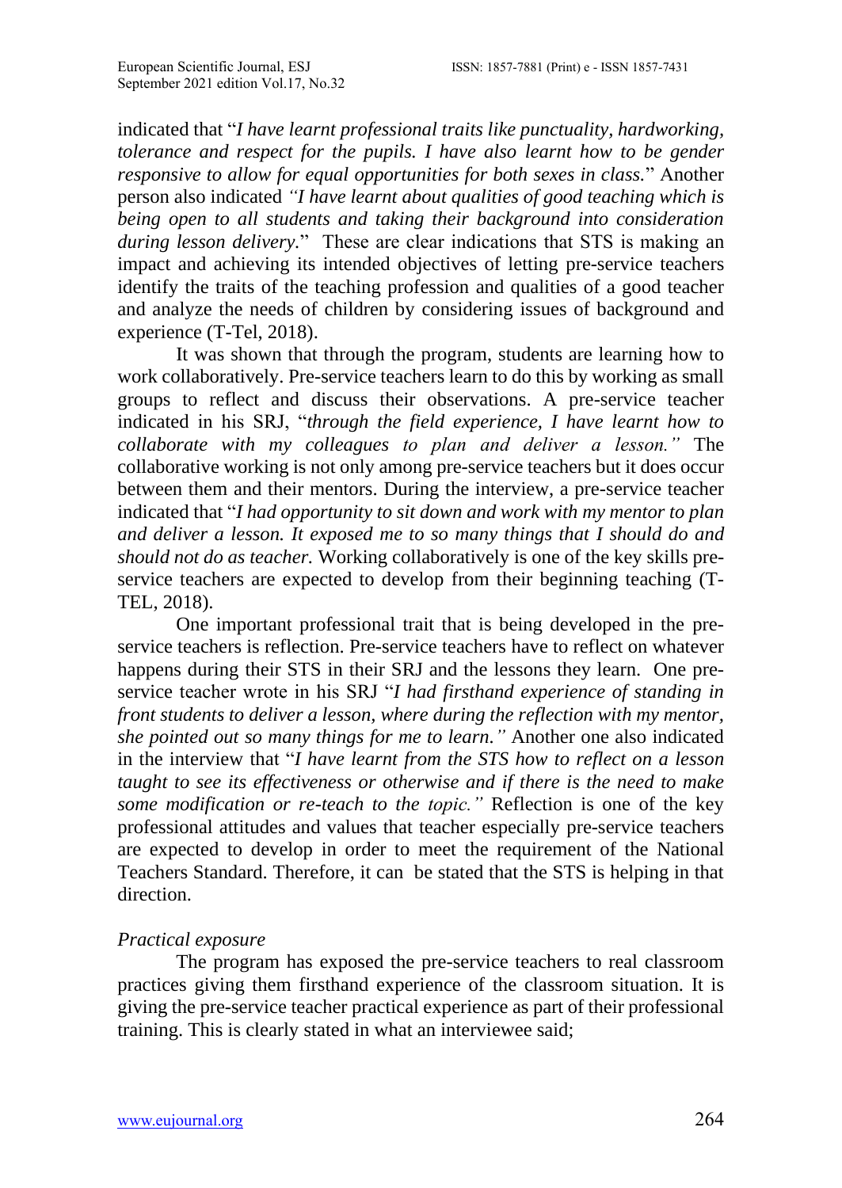indicated that "*I have learnt professional traits like punctuality, hardworking, tolerance and respect for the pupils. I have also learnt how to be gender responsive to allow for equal opportunities for both sexes in class.*" Another person also indicated *"I have learnt about qualities of good teaching which is being open to all students and taking their background into consideration during lesson delivery.*" These are clear indications that STS is making an impact and achieving its intended objectives of letting pre-service teachers identify the traits of the teaching profession and qualities of a good teacher and analyze the needs of children by considering issues of background and experience (T-Tel, 2018).

It was shown that through the program, students are learning how to work collaboratively. Pre-service teachers learn to do this by working as small groups to reflect and discuss their observations. A pre-service teacher indicated in his SRJ, "*through the field experience, I have learnt how to collaborate with my colleagues to plan and deliver a lesson."* The collaborative working is not only among pre-service teachers but it does occur between them and their mentors. During the interview, a pre-service teacher indicated that "*I had opportunity to sit down and work with my mentor to plan and deliver a lesson. It exposed me to so many things that I should do and should not do as teacher.* Working collaboratively is one of the key skills pre-service teachers are expected to develop from their beginning teaching (T-TEL, 2018).

One important professional trait that is being developed in the pre-service teachers is reflection. Pre-service teachers have to reflect on whatever happens during their STS in their SRJ and the lessons they learn. One pre-service teacher wrote in his SRJ "*I had firsthand experience of standing in front students to deliver a lesson, where during the reflection with my mentor, she pointed out so many things for me to learn."* Another one also indicated in the interview that "*I have learnt from the STS how to reflect on a lesson taught to see its effectiveness or otherwise and if there is the need to make some modification or re-teach to the topic."* Reflection is one of the key professional attitudes and values that teacher especially pre-service teachers are expected to develop in order to meet the requirement of the National Teachers Standard. Therefore, it can be stated that the STS is helping in that direction.

*Practical exposure*

The program has exposed the pre-service teachers to real classroom practices giving them firsthand experience of the classroom situation. It is giving the pre-service teacher practical experience as part of their professional training. This is clearly stated in what an interviewee said;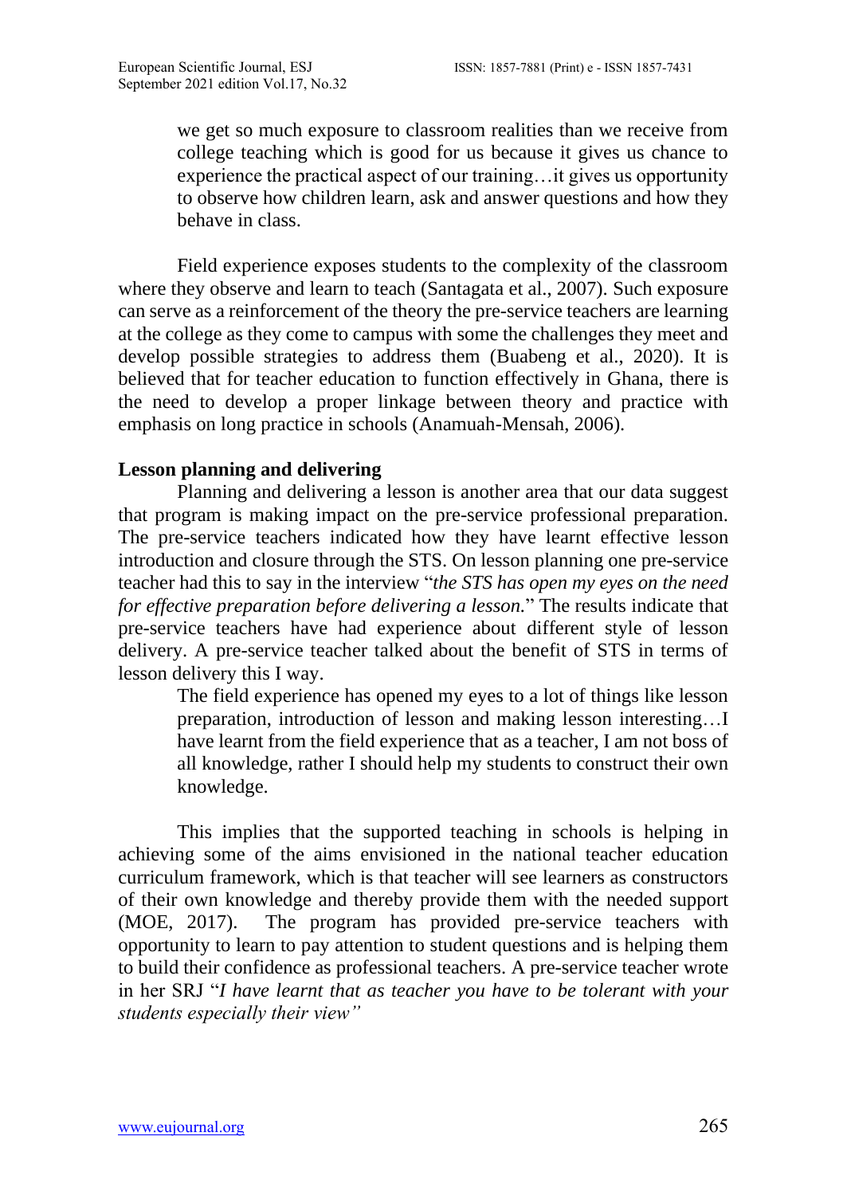> we get so much exposure to classroom realities than we receive from college teaching which is good for us because it gives us chance to experience the practical aspect of our training…it gives us opportunity to observe how children learn, ask and answer questions and how they behave in class.

Field experience exposes students to the complexity of the classroom where they observe and learn to teach (Santagata et al., 2007). Such exposure can serve as a reinforcement of the theory the pre-service teachers are learning at the college as they come to campus with some the challenges they meet and develop possible strategies to address them (Buabeng et al., 2020). It is believed that for teacher education to function effectively in Ghana, there is the need to develop a proper linkage between theory and practice with emphasis on long practice in schools (Anamuah-Mensah, 2006).

**Lesson planning and delivering**

Planning and delivering a lesson is another area that our data suggest that program is making impact on the pre-service professional preparation. The pre-service teachers indicated how they have learnt effective lesson introduction and closure through the STS. On lesson planning one pre-service teacher had this to say in the interview "*the STS has open my eyes on the need for effective preparation before delivering a lesson.*" The results indicate that pre-service teachers have had experience about different style of lesson delivery. A pre-service teacher talked about the benefit of STS in terms of lesson delivery this I way.

> The field experience has opened my eyes to a lot of things like lesson preparation, introduction of lesson and making lesson interesting…I have learnt from the field experience that as a teacher, I am not boss of all knowledge, rather I should help my students to construct their own knowledge.

This implies that the supported teaching in schools is helping in achieving some of the aims envisioned in the national teacher education curriculum framework, which is that teacher will see learners as constructors of their own knowledge and thereby provide them with the needed support (MOE, 2017). The program has provided pre-service teachers with opportunity to learn to pay attention to student questions and is helping them to build their confidence as professional teachers. A pre-service teacher wrote in her SRJ "*I have learnt that as teacher you have to be tolerant with your students especially their view"*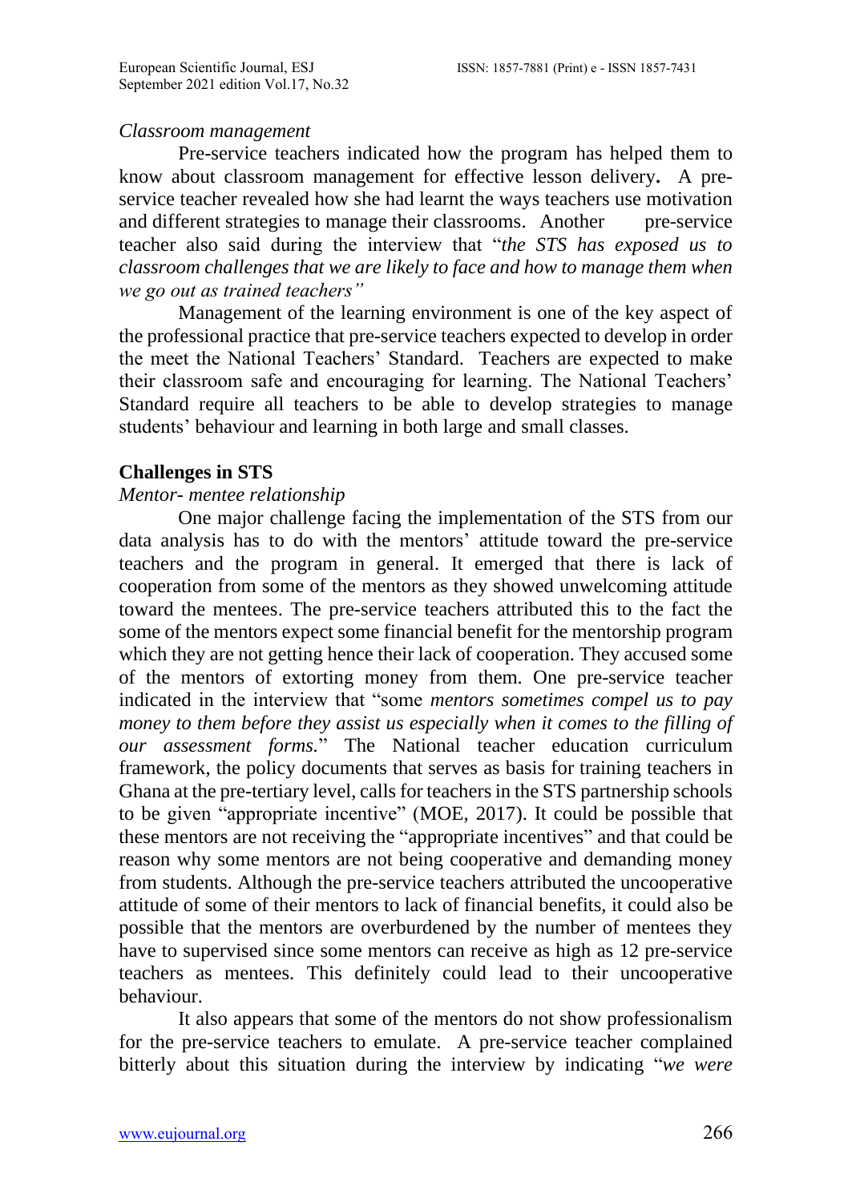*Classroom management*

Pre-service teachers indicated how the program has helped them to know about classroom management for effective lesson delivery**.** A pre-service teacher revealed how she had learnt the ways teachers use motivation and different strategies to manage their classrooms. Another pre-service teacher also said during the interview that "*the STS has exposed us to classroom challenges that we are likely to face and how to manage them when we go out as trained teachers"*

Management of the learning environment is one of the key aspect of the professional practice that pre-service teachers expected to develop in order the meet the National Teachers' Standard. Teachers are expected to make their classroom safe and encouraging for learning. The National Teachers' Standard require all teachers to be able to develop strategies to manage students' behaviour and learning in both large and small classes.

### Challenges in STS

*Mentor- mentee relationship*

One major challenge facing the implementation of the STS from our data analysis has to do with the mentors' attitude toward the pre-service teachers and the program in general. It emerged that there is lack of cooperation from some of the mentors as they showed unwelcoming attitude toward the mentees. The pre-service teachers attributed this to the fact the some of the mentors expect some financial benefit for the mentorship program which they are not getting hence their lack of cooperation. They accused some of the mentors of extorting money from them. One pre-service teacher indicated in the interview that "some *mentors sometimes compel us to pay money to them before they assist us especially when it comes to the filling of our assessment forms.*" The National teacher education curriculum framework, the policy documents that serves as basis for training teachers in Ghana at the pre-tertiary level, calls for teachers in the STS partnership schools to be given "appropriate incentive" (MOE, 2017). It could be possible that these mentors are not receiving the "appropriate incentives" and that could be reason why some mentors are not being cooperative and demanding money from students. Although the pre-service teachers attributed the uncooperative attitude of some of their mentors to lack of financial benefits, it could also be possible that the mentors are overburdened by the number of mentees they have to supervised since some mentors can receive as high as 12 pre-service teachers as mentees. This definitely could lead to their uncooperative behaviour.

It also appears that some of the mentors do not show professionalism for the pre-service teachers to emulate. A pre-service teacher complained bitterly about this situation during the interview by indicating "*we were*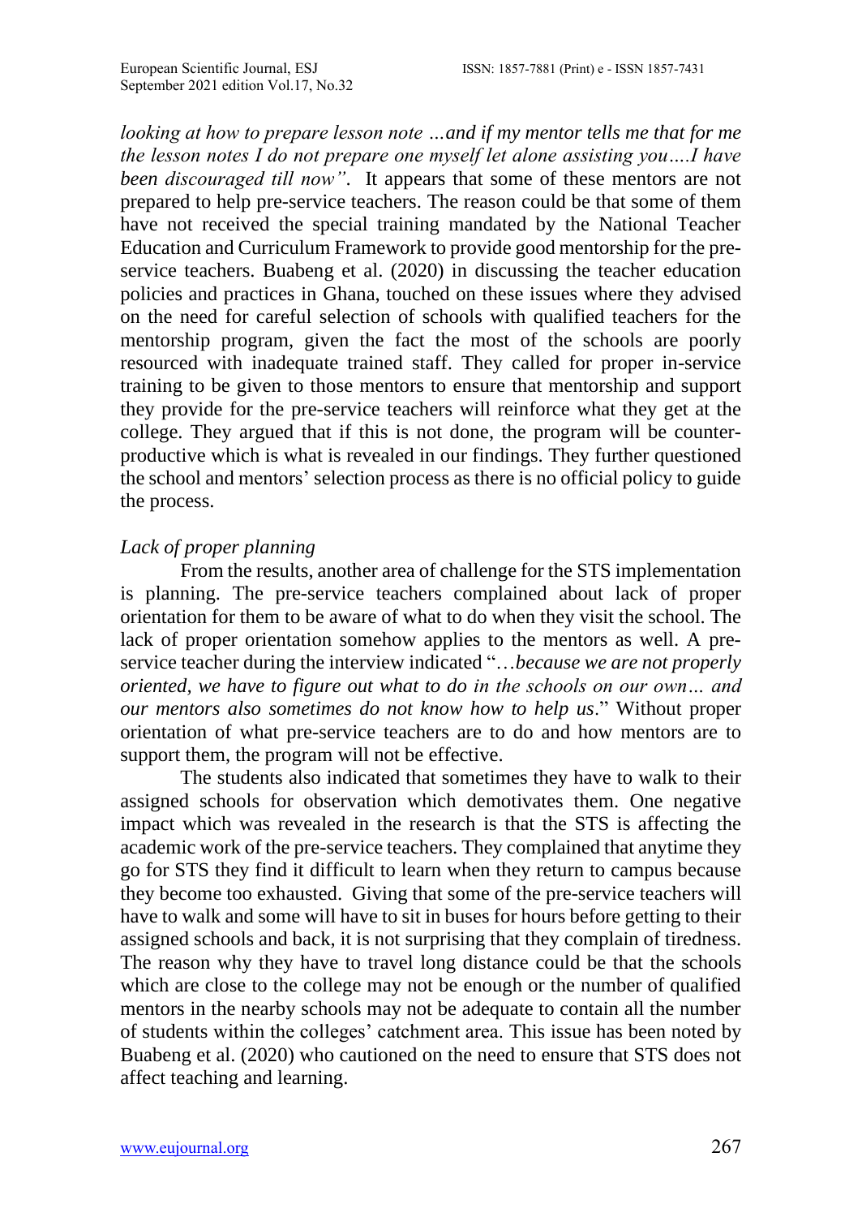*looking at how to prepare lesson note …and if my mentor tells me that for me the lesson notes I do not prepare one myself let alone assisting you….I have been discouraged till now"*. It appears that some of these mentors are not prepared to help pre-service teachers. The reason could be that some of them have not received the special training mandated by the National Teacher Education and Curriculum Framework to provide good mentorship for the pre-service teachers. Buabeng et al. (2020) in discussing the teacher education policies and practices in Ghana, touched on these issues where they advised on the need for careful selection of schools with qualified teachers for the mentorship program, given the fact the most of the schools are poorly resourced with inadequate trained staff. They called for proper in-service training to be given to those mentors to ensure that mentorship and support they provide for the pre-service teachers will reinforce what they get at the college. They argued that if this is not done, the program will be counter-productive which is what is revealed in our findings. They further questioned the school and mentors' selection process as there is no official policy to guide the process.

*Lack of proper planning*

From the results, another area of challenge for the STS implementation is planning. The pre-service teachers complained about lack of proper orientation for them to be aware of what to do when they visit the school. The lack of proper orientation somehow applies to the mentors as well. A pre-service teacher during the interview indicated "…*because we are not properly oriented, we have to figure out what to do in the schools on our own… and our mentors also sometimes do not know how to help us*." Without proper orientation of what pre-service teachers are to do and how mentors are to support them, the program will not be effective.

The students also indicated that sometimes they have to walk to their assigned schools for observation which demotivates them. One negative impact which was revealed in the research is that the STS is affecting the academic work of the pre-service teachers. They complained that anytime they go for STS they find it difficult to learn when they return to campus because they become too exhausted. Giving that some of the pre-service teachers will have to walk and some will have to sit in buses for hours before getting to their assigned schools and back, it is not surprising that they complain of tiredness. The reason why they have to travel long distance could be that the schools which are close to the college may not be enough or the number of qualified mentors in the nearby schools may not be adequate to contain all the number of students within the colleges' catchment area. This issue has been noted by Buabeng et al. (2020) who cautioned on the need to ensure that STS does not affect teaching and learning.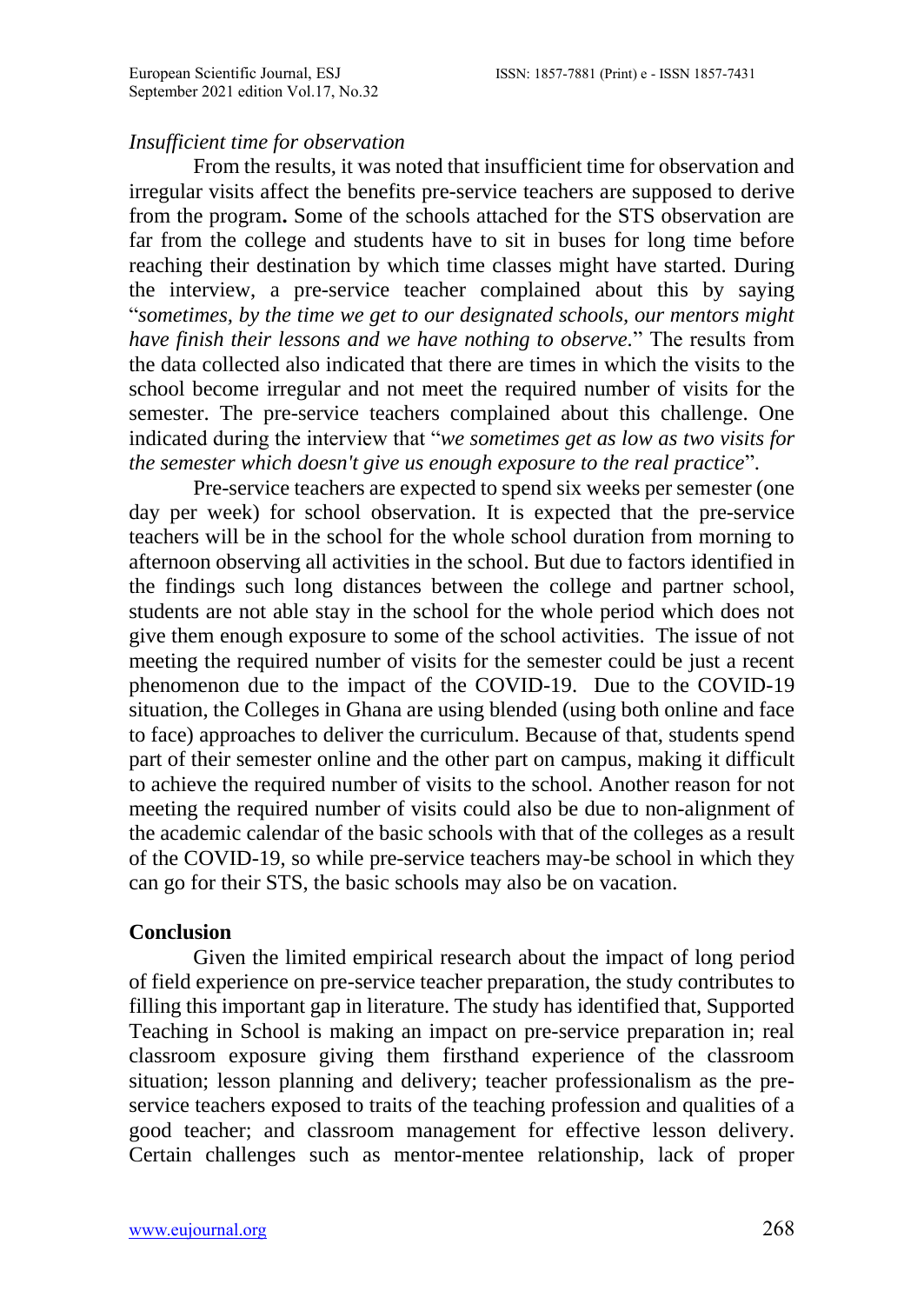*Insufficient time for observation*

From the results, it was noted that insufficient time for observation and irregular visits affect the benefits pre-service teachers are supposed to derive from the program**.** Some of the schools attached for the STS observation are far from the college and students have to sit in buses for long time before reaching their destination by which time classes might have started. During the interview, a pre-service teacher complained about this by saying "*sometimes, by the time we get to our designated schools, our mentors might have finish their lessons and we have nothing to observe.*" The results from the data collected also indicated that there are times in which the visits to the school become irregular and not meet the required number of visits for the semester. The pre-service teachers complained about this challenge. One indicated during the interview that "*we sometimes get as low as two visits for the semester which doesn't give us enough exposure to the real practice*".

Pre-service teachers are expected to spend six weeks per semester (one day per week) for school observation. It is expected that the pre-service teachers will be in the school for the whole school duration from morning to afternoon observing all activities in the school. But due to factors identified in the findings such long distances between the college and partner school, students are not able stay in the school for the whole period which does not give them enough exposure to some of the school activities. The issue of not meeting the required number of visits for the semester could be just a recent phenomenon due to the impact of the COVID-19. Due to the COVID-19 situation, the Colleges in Ghana are using blended (using both online and face to face) approaches to deliver the curriculum. Because of that, students spend part of their semester online and the other part on campus, making it difficult to achieve the required number of visits to the school. Another reason for not meeting the required number of visits could also be due to non-alignment of the academic calendar of the basic schools with that of the colleges as a result of the COVID-19, so while pre-service teachers may-be school in which they can go for their STS, the basic schools may also be on vacation.

## Conclusion

Given the limited empirical research about the impact of long period of field experience on pre-service teacher preparation, the study contributes to filling this important gap in literature. The study has identified that, Supported Teaching in School is making an impact on pre-service preparation in; real classroom exposure giving them firsthand experience of the classroom situation; lesson planning and delivery; teacher professionalism as the pre-service teachers exposed to traits of the teaching profession and qualities of a good teacher; and classroom management for effective lesson delivery. Certain challenges such as mentor-mentee relationship, lack of proper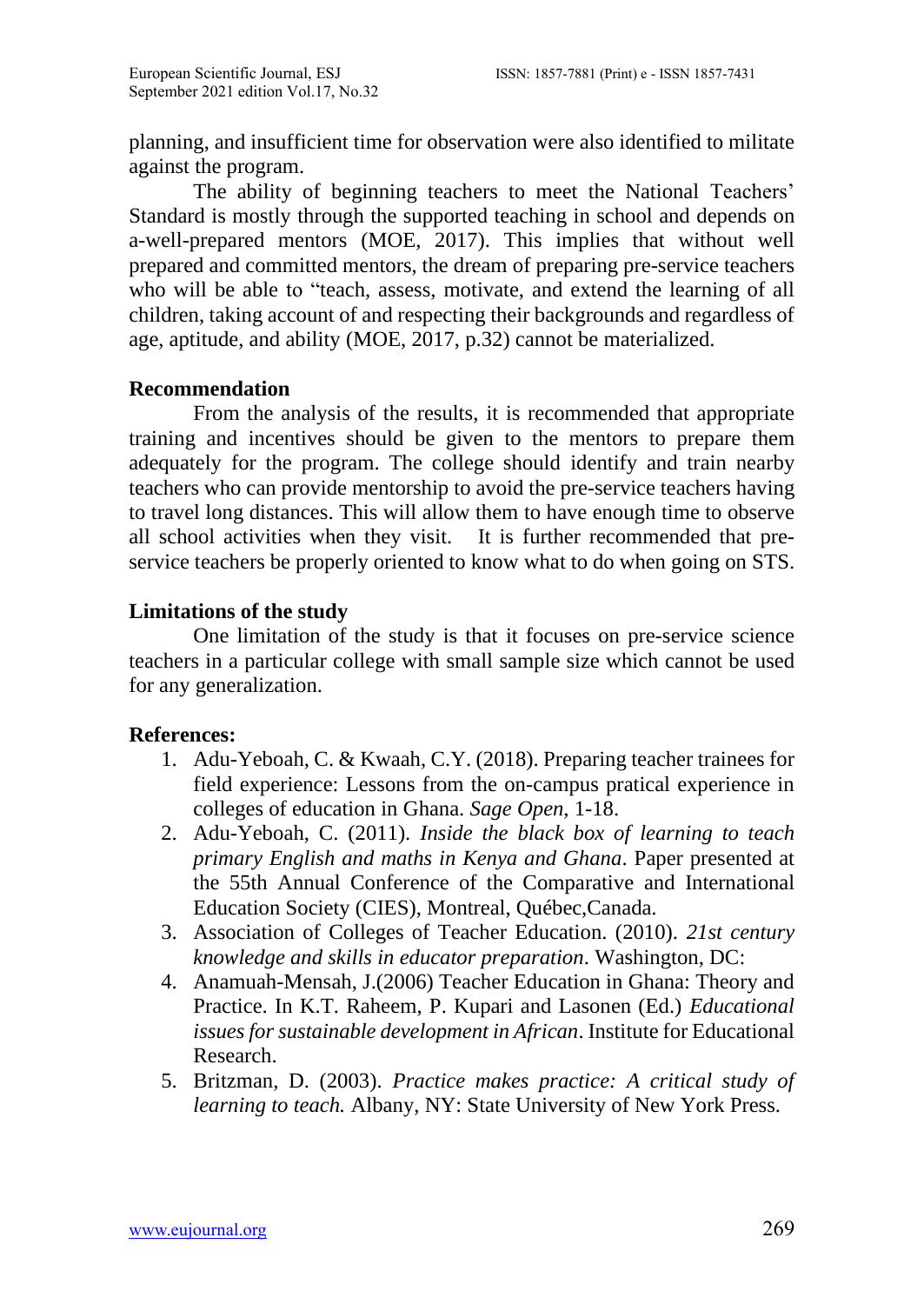planning, and insufficient time for observation were also identified to militate against the program.

The ability of beginning teachers to meet the National Teachers' Standard is mostly through the supported teaching in school and depends on a-well-prepared mentors (MOE, 2017). This implies that without well prepared and committed mentors, the dream of preparing pre-service teachers who will be able to "teach, assess, motivate, and extend the learning of all children, taking account of and respecting their backgrounds and regardless of age, aptitude, and ability (MOE, 2017, p.32) cannot be materialized.

## Recommendation

From the analysis of the results, it is recommended that appropriate training and incentives should be given to the mentors to prepare them adequately for the program. The college should identify and train nearby teachers who can provide mentorship to avoid the pre-service teachers having to travel long distances. This will allow them to have enough time to observe all school activities when they visit. It is further recommended that pre-service teachers be properly oriented to know what to do when going on STS.

## Limitations of the study

One limitation of the study is that it focuses on pre-service science teachers in a particular college with small sample size which cannot be used for any generalization.

## References:

1. Adu-Yeboah, C. & Kwaah, C.Y. (2018). Preparing teacher trainees for field experience: Lessons from the on-campus pratical experience in colleges of education in Ghana. *Sage Open*, 1-18.
2. Adu-Yeboah, C. (2011). *Inside the black box of learning to teach primary English and maths in Kenya and Ghana*. Paper presented at the 55th Annual Conference of the Comparative and International Education Society (CIES), Montreal, Québec,Canada.
3. Association of Colleges of Teacher Education. (2010). *21st century knowledge and skills in educator preparation*. Washington, DC:
4. Anamuah-Mensah, J.(2006) Teacher Education in Ghana: Theory and Practice. In K.T. Raheem, P. Kupari and Lasonen (Ed.) *Educational issues for sustainable development in African*. Institute for Educational Research.
5. Britzman, D. (2003). *Practice makes practice: A critical study of learning to teach.* Albany, NY: State University of New York Press.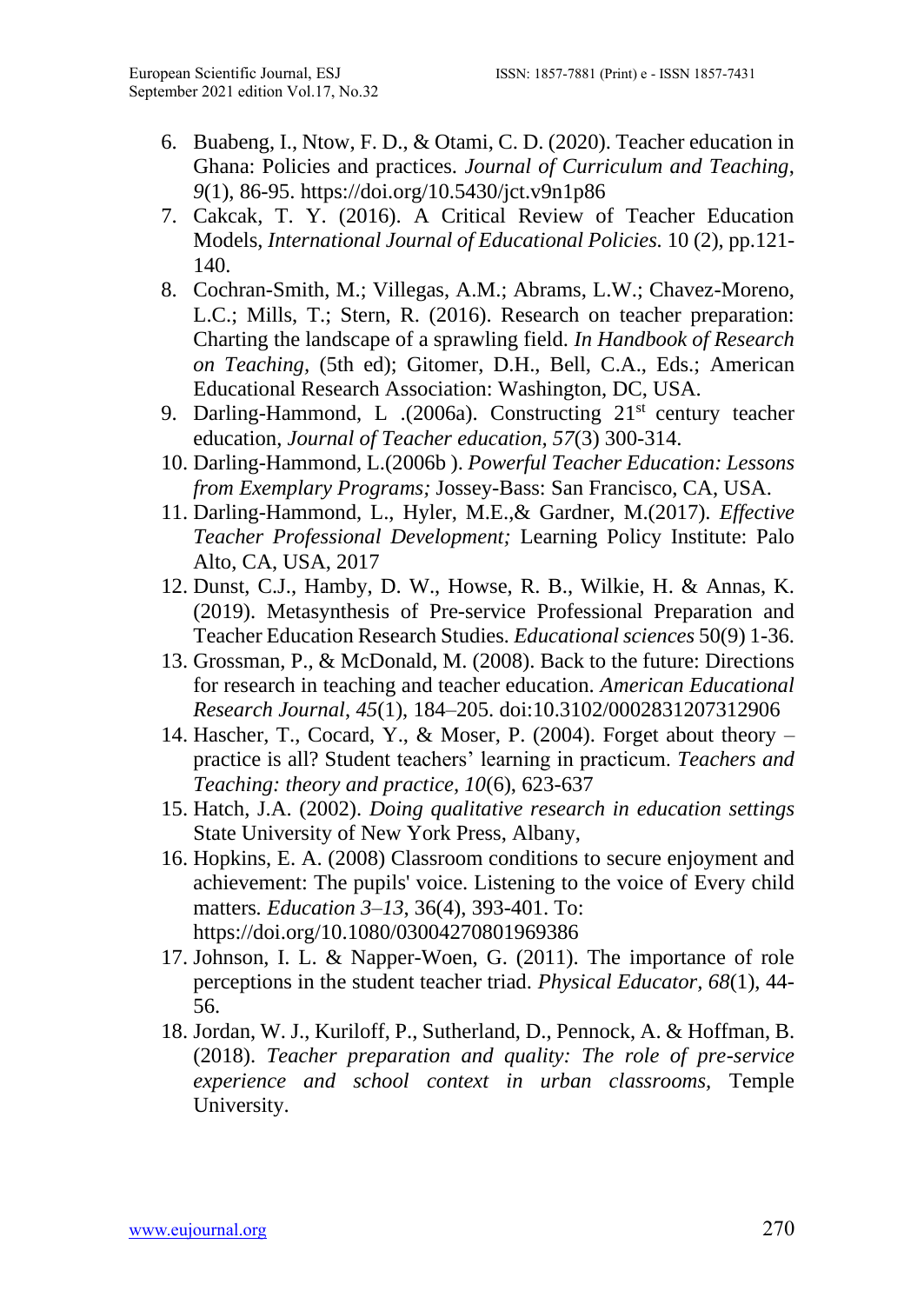6. Buabeng, I., Ntow, F. D., & Otami, C. D. (2020). Teacher education in Ghana: Policies and practices. *Journal of Curriculum and Teaching*, *9*(1), 86-95. https://doi.org/10.5430/jct.v9n1p86
7. Cakcak, T. Y. (2016). A Critical Review of Teacher Education Models, *International Journal of Educational Policies*. 10 (2), pp.121-140.
8. Cochran-Smith, M.; Villegas, A.M.; Abrams, L.W.; Chavez-Moreno, L.C.; Mills, T.; Stern, R. (2016). Research on teacher preparation: Charting the landscape of a sprawling field. *In Handbook of Research on Teaching*, (5th ed); Gitomer, D.H., Bell, C.A., Eds.; American Educational Research Association: Washington, DC, USA.
9. Darling-Hammond, L .(2006a). Constructing 21st century teacher education, *Journal of Teacher education*, *57*(3) 300-314.
10. Darling-Hammond, L.(2006b ). *Powerful Teacher Education: Lessons from Exemplary Programs;* Jossey-Bass: San Francisco, CA, USA.
11. Darling-Hammond, L., Hyler, M.E.,& Gardner, M.(2017). *Effective Teacher Professional Development;* Learning Policy Institute: Palo Alto, CA, USA, 2017
12. Dunst, C.J., Hamby, D. W., Howse, R. B., Wilkie, H. & Annas, K. (2019). Metasynthesis of Pre-service Professional Preparation and Teacher Education Research Studies. *Educational sciences* 50(9) 1-36.
13. Grossman, P., & McDonald, M. (2008). Back to the future: Directions for research in teaching and teacher education. *American Educational Research Journal*, *45*(1), 184–205. doi:10.3102/0002831207312906
14. Hascher, T., Cocard, Y., & Moser, P. (2004). Forget about theory – practice is all? Student teachers' learning in practicum. *Teachers and Teaching: theory and practice*, *10*(6), 623-637
15. Hatch, J.A. (2002). *Doing qualitative research in education settings* State University of New York Press, Albany,
16. Hopkins, E. A. (2008) Classroom conditions to secure enjoyment and achievement: The pupils' voice. Listening to the voice of Every child matters. *Education 3–13*, 36(4), 393-401. To: https://doi.org/10.1080/03004270801969386
17. Johnson, I. L. & Napper-Woen, G. (2011). The importance of role perceptions in the student teacher triad. *Physical Educator, 68*(1), 44-56.
18. Jordan, W. J., Kuriloff, P., Sutherland, D., Pennock, A. & Hoffman, B. (2018). *Teacher preparation and quality: The role of pre-service experience and school context in urban classrooms*, Temple University.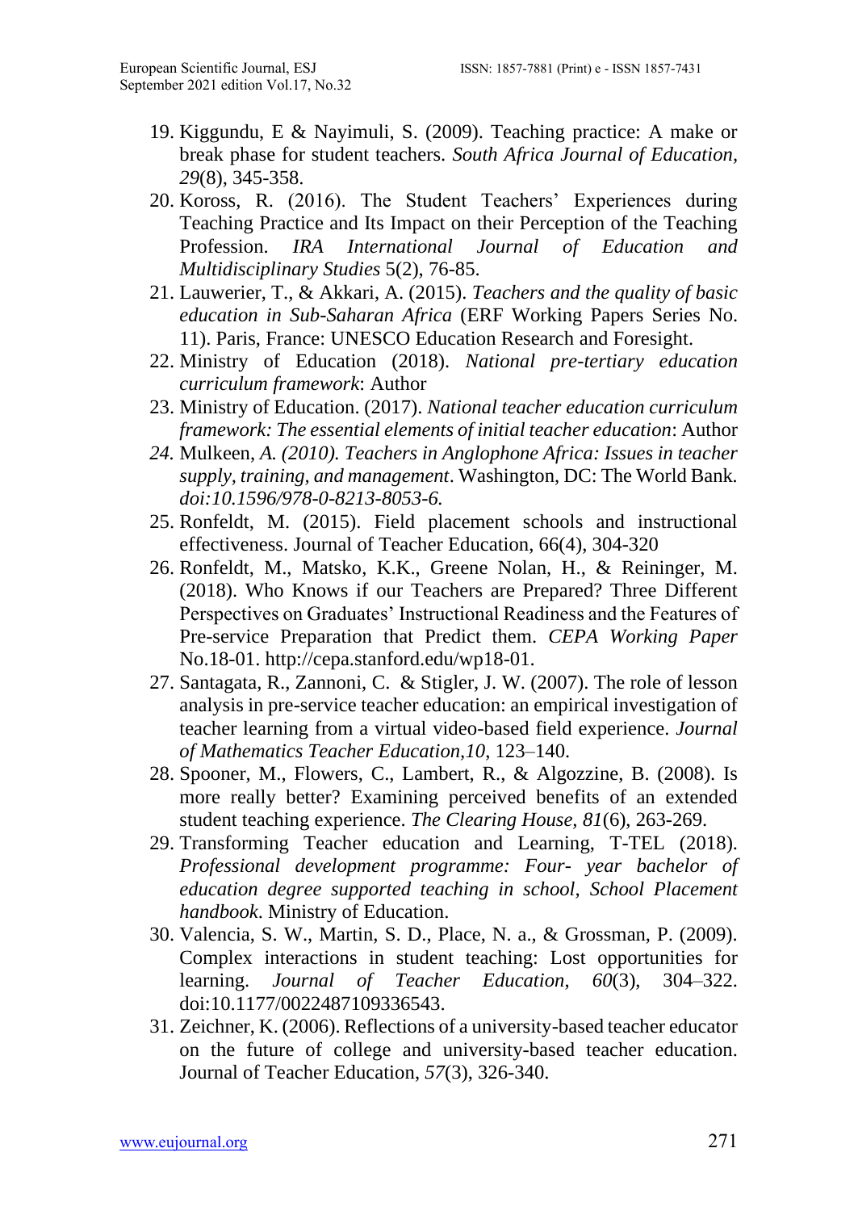19. Kiggundu, E & Nayimuli, S. (2009). Teaching practice: A make or break phase for student teachers. *South Africa Journal of Education, 29*(8), 345-358.
20. Koross, R. (2016). The Student Teachers' Experiences during Teaching Practice and Its Impact on their Perception of the Teaching Profession. *IRA International Journal of Education and Multidisciplinary Studies* 5(2), 76-85.
21. Lauwerier, T., & Akkari, A. (2015). *Teachers and the quality of basic education in Sub-Saharan Africa* (ERF Working Papers Series No. 11). Paris, France: UNESCO Education Research and Foresight.
22. Ministry of Education (2018). *National pre-tertiary education curriculum framework*: Author
23. Ministry of Education. (2017). *National teacher education curriculum framework: The essential elements of initial teacher education*: Author
24. Mulkeen, *A. (2010). Teachers in Anglophone Africa: Issues in teacher supply, training, and management*. Washington, DC: The World Bank. *doi:10.1596/978-0-8213-8053-6.*
25. Ronfeldt, M. (2015). Field placement schools and instructional effectiveness. Journal of Teacher Education, 66(4), 304-320
26. Ronfeldt, M., Matsko, K.K., Greene Nolan, H., & Reininger, M. (2018). Who Knows if our Teachers are Prepared? Three Different Perspectives on Graduates' Instructional Readiness and the Features of Pre-service Preparation that Predict them. *CEPA Working Paper* No.18-01. http://cepa.stanford.edu/wp18-01.
27. Santagata, R., Zannoni, C. & Stigler, J. W. (2007). The role of lesson analysis in pre-service teacher education: an empirical investigation of teacher learning from a virtual video-based field experience. *Journal of Mathematics Teacher Education,10*, 123–140.
28. Spooner, M., Flowers, C., Lambert, R., & Algozzine, B. (2008). Is more really better? Examining perceived benefits of an extended student teaching experience. *The Clearing House, 81*(6), 263-269.
29. Transforming Teacher education and Learning, T-TEL (2018). *Professional development programme: Four- year bachelor of education degree supported teaching in school, School Placement handbook*. Ministry of Education.
30. Valencia, S. W., Martin, S. D., Place, N. a., & Grossman, P. (2009). Complex interactions in student teaching: Lost opportunities for learning. *Journal of Teacher Education*, *60*(3), 304–322. doi:10.1177/0022487109336543.
31. Zeichner, K. (2006). Reflections of a university-based teacher educator on the future of college and university-based teacher education. Journal of Teacher Education, *57*(3), 326-340.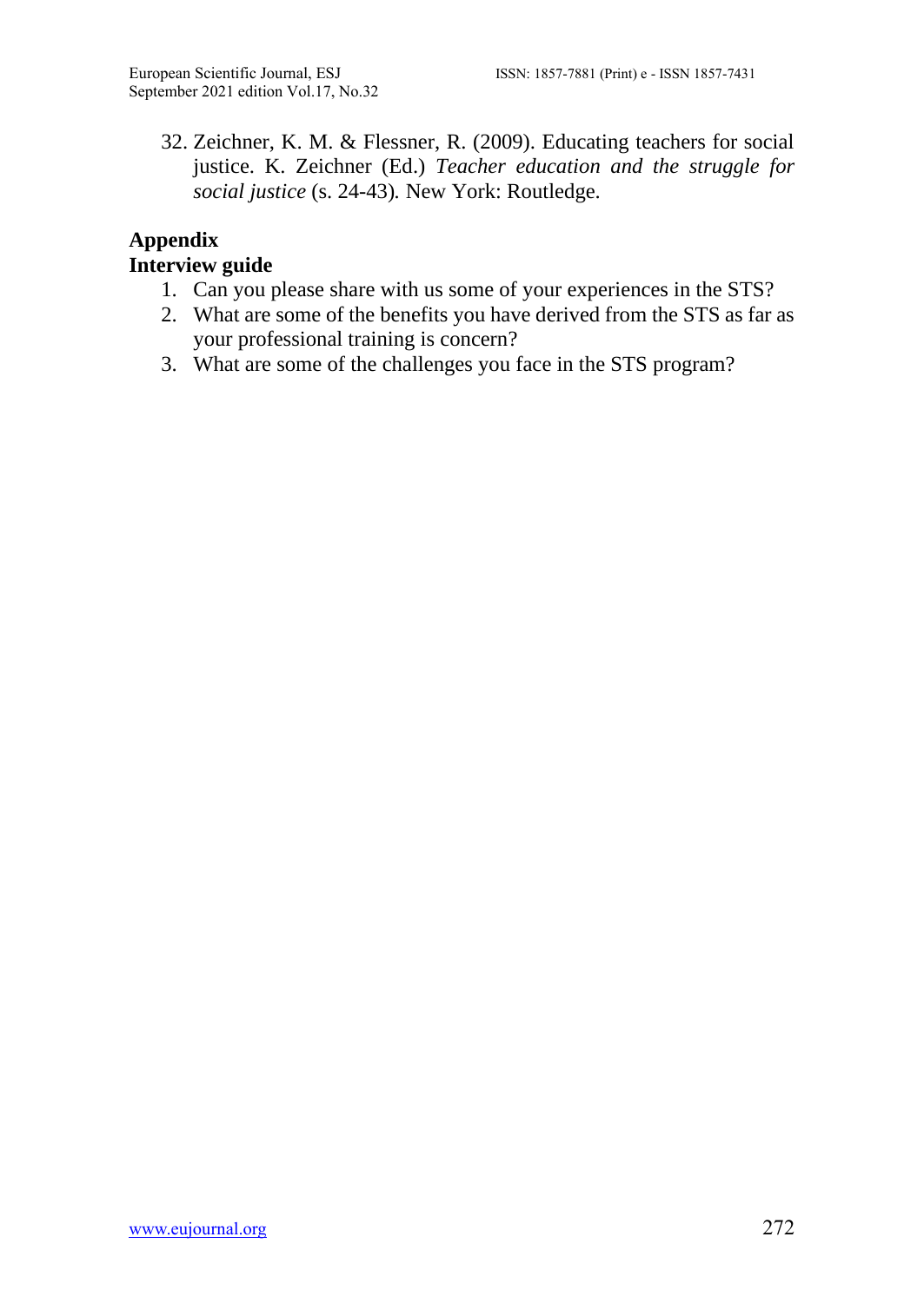32. Zeichner, K. M. & Flessner, R. (2009). Educating teachers for social justice. K. Zeichner (Ed.) *Teacher education and the struggle for social justice* (s. 24-43). New York: Routledge.

## Appendix

### Interview guide

1. Can you please share with us some of your experiences in the STS?
2. What are some of the benefits you have derived from the STS as far as your professional training is concern?
3. What are some of the challenges you face in the STS program?